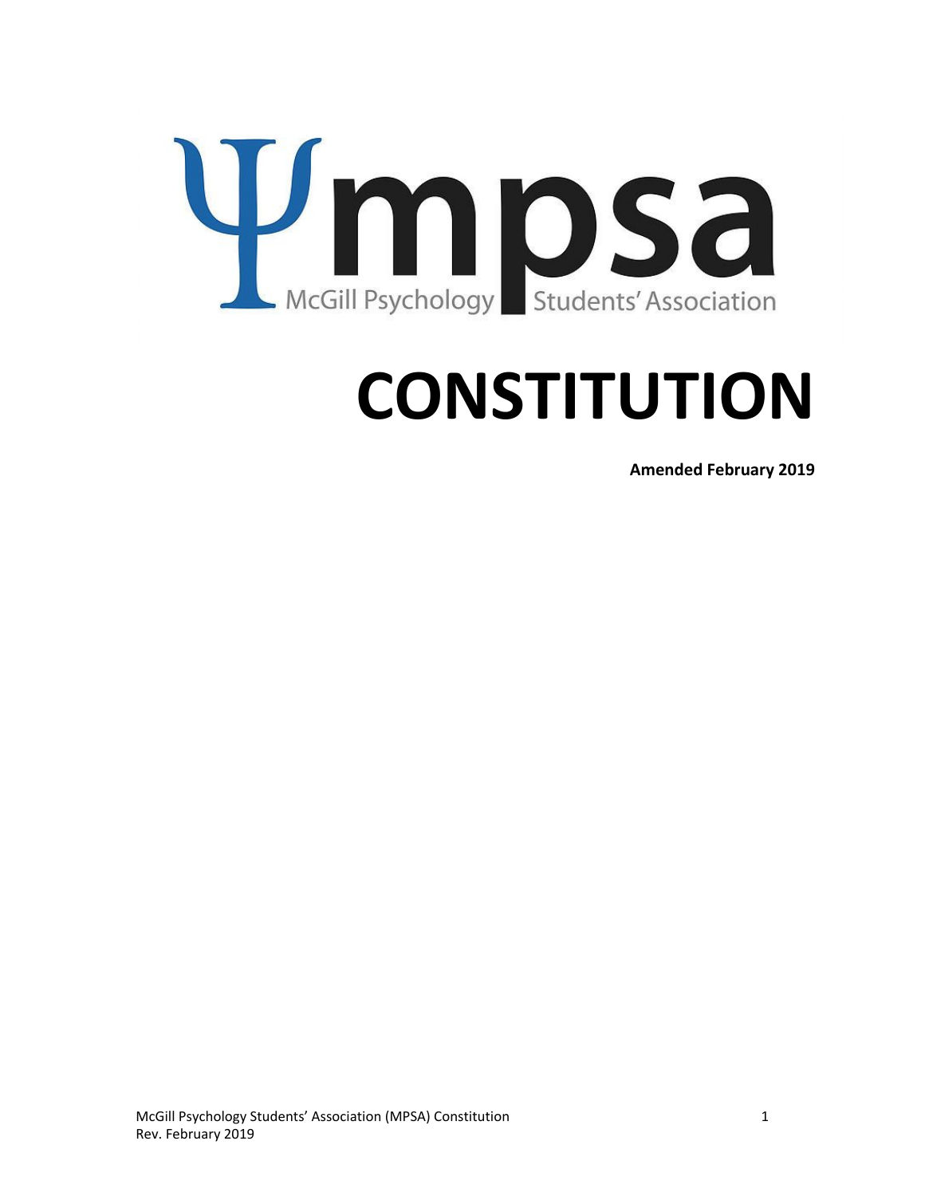Ψmpsa

McGill Psychology Students' Association

# CONSTITUTION

**Amended February 2019**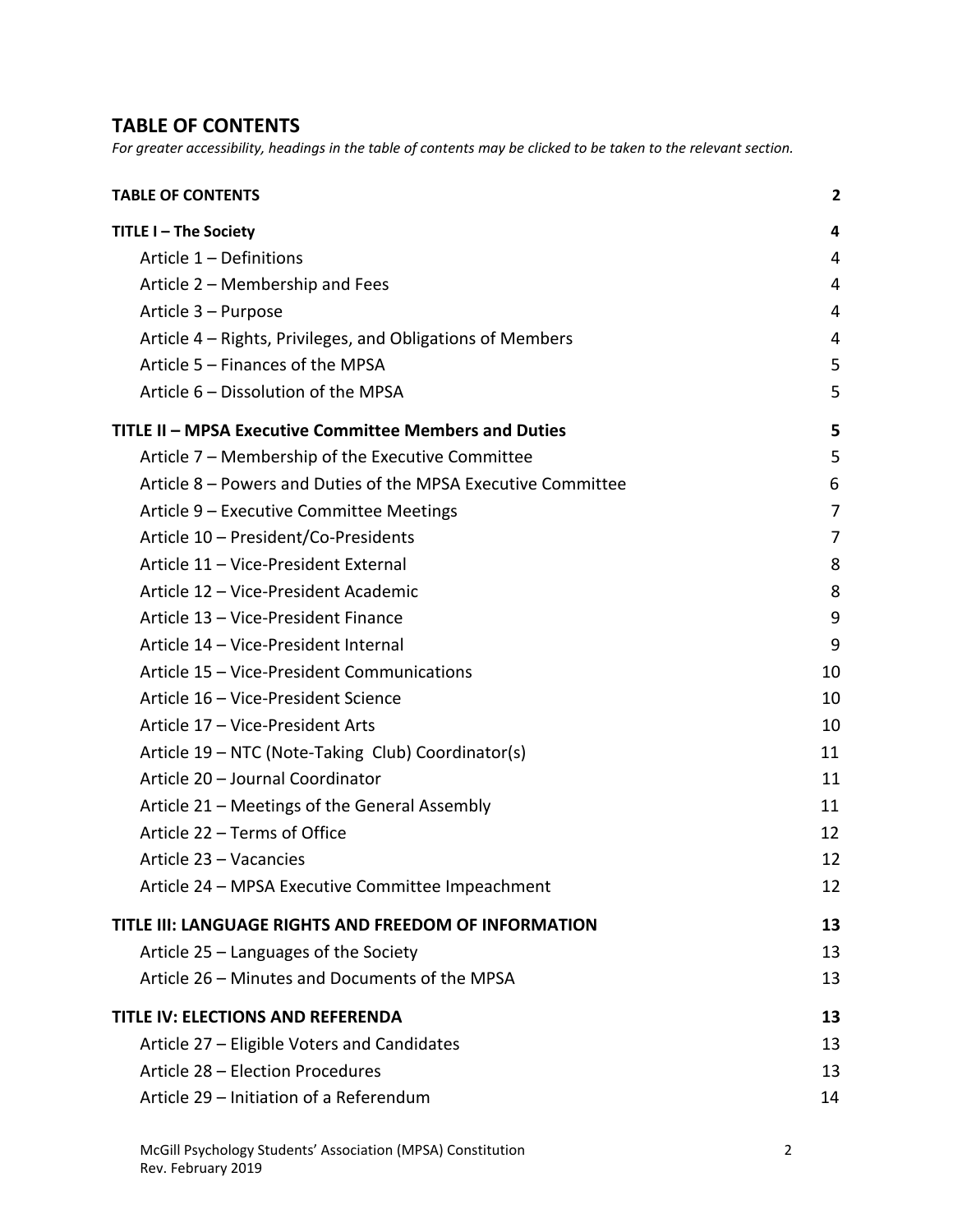## TABLE OF CONTENTS

*For greater accessibility, headings in the table of contents may be clicked to be taken to the relevant section.*

**TABLE OF CONTENTS** 2

**TITLE I – The Society** 4

- Article 1 – Definitions 4
- Article 2 – Membership and Fees 4
- Article 3 – Purpose 4
- Article 4 – Rights, Privileges, and Obligations of Members 4
- Article 5 – Finances of the MPSA 5
- Article 6 – Dissolution of the MPSA 5

**TITLE II – MPSA Executive Committee Members and Duties** 5

- Article 7 – Membership of the Executive Committee 5
- Article 8 – Powers and Duties of the MPSA Executive Committee 6
- Article 9 – Executive Committee Meetings 7
- Article 10 – President/Co-Presidents 7
- Article 11 – Vice-President External 8
- Article 12 – Vice-President Academic 8
- Article 13 – Vice-President Finance 9
- Article 14 – Vice-President Internal 9
- Article 15 – Vice-President Communications 10
- Article 16 – Vice-President Science 10
- Article 17 – Vice-President Arts 10
- Article 19 – NTC (Note-Taking Club) Coordinator(s) 11
- Article 20 – Journal Coordinator 11
- Article 21 – Meetings of the General Assembly 11
- Article 22 – Terms of Office 12
- Article 23 – Vacancies 12
- Article 24 – MPSA Executive Committee Impeachment 12

**TITLE III: LANGUAGE RIGHTS AND FREEDOM OF INFORMATION** 13

- Article 25 – Languages of the Society 13
- Article 26 – Minutes and Documents of the MPSA 13

**TITLE IV: ELECTIONS AND REFERENDA** 13

- Article 27 – Eligible Voters and Candidates 13
- Article 28 – Election Procedures 13
- Article 29 – Initiation of a Referendum 14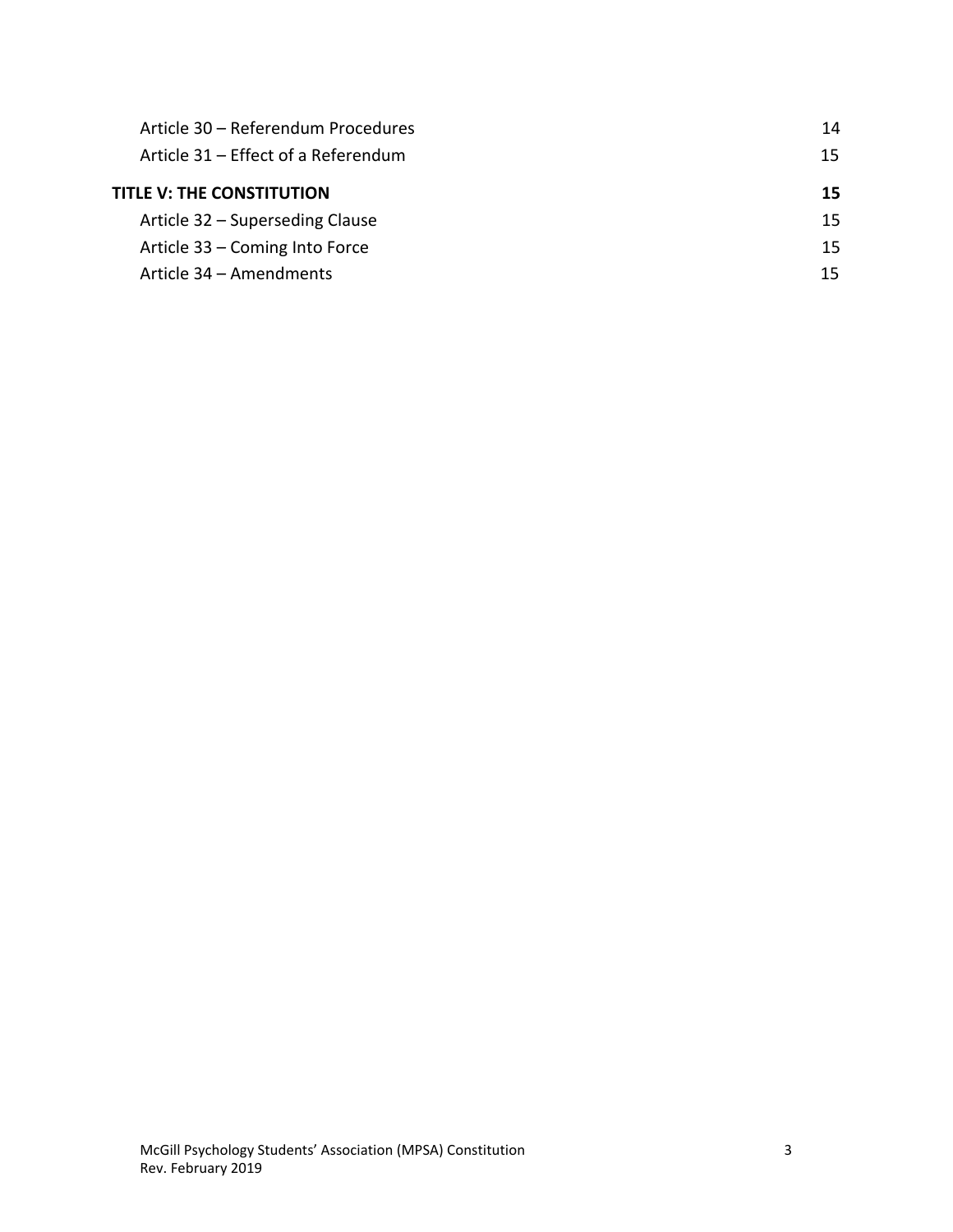Article 30 – Referendum Procedures 14
Article 31 – Effect of a Referendum 15

**TITLE V: THE CONSTITUTION** **15**

Article 32 – Superseding Clause 15
Article 33 – Coming Into Force 15
Article 34 – Amendments 15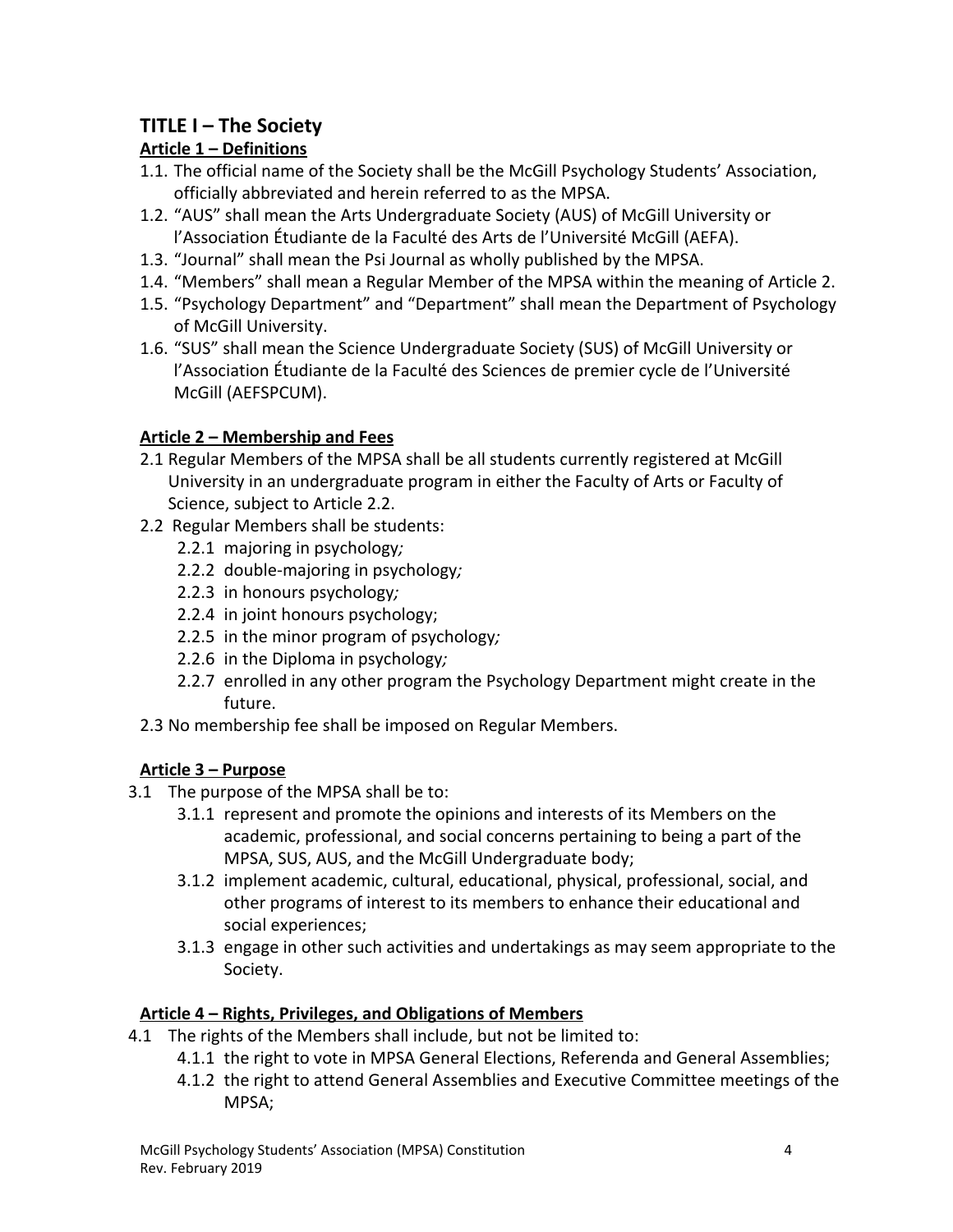# TITLE I – The Society

## Article 1 – Definitions

1.1. The official name of the Society shall be the McGill Psychology Students' Association, officially abbreviated and herein referred to as the MPSA.

1.2. "AUS" shall mean the Arts Undergraduate Society (AUS) of McGill University or l'Association Étudiante de la Faculté des Arts de l'Université McGill (AEFA).

1.3. "Journal" shall mean the Psi Journal as wholly published by the MPSA.

1.4. "Members" shall mean a Regular Member of the MPSA within the meaning of Article 2.

1.5. "Psychology Department" and "Department" shall mean the Department of Psychology of McGill University.

1.6. "SUS" shall mean the Science Undergraduate Society (SUS) of McGill University or l'Association Étudiante de la Faculté des Sciences de premier cycle de l'Université McGill (AEFSPCUM).

## Article 2 – Membership and Fees

2.1 Regular Members of the MPSA shall be all students currently registered at McGill University in an undergraduate program in either the Faculty of Arts or Faculty of Science, subject to Article 2.2.

2.2 Regular Members shall be students:

- 2.2.1 majoring in psychology*;*
- 2.2.2 double-majoring in psychology*;*
- 2.2.3 in honours psychology*;*
- 2.2.4 in joint honours psychology;
- 2.2.5 in the minor program of psychology*;*
- 2.2.6 in the Diploma in psychology*;*
- 2.2.7 enrolled in any other program the Psychology Department might create in the future.

2.3 No membership fee shall be imposed on Regular Members.

## Article 3 – Purpose

3.1 The purpose of the MPSA shall be to:

- 3.1.1 represent and promote the opinions and interests of its Members on the academic, professional, and social concerns pertaining to being a part of the MPSA, SUS, AUS, and the McGill Undergraduate body;
- 3.1.2 implement academic, cultural, educational, physical, professional, social, and other programs of interest to its members to enhance their educational and social experiences;
- 3.1.3 engage in other such activities and undertakings as may seem appropriate to the Society.

## Article 4 – Rights, Privileges, and Obligations of Members

4.1 The rights of the Members shall include, but not be limited to:

- 4.1.1 the right to vote in MPSA General Elections, Referenda and General Assemblies;
- 4.1.2 the right to attend General Assemblies and Executive Committee meetings of the MPSA;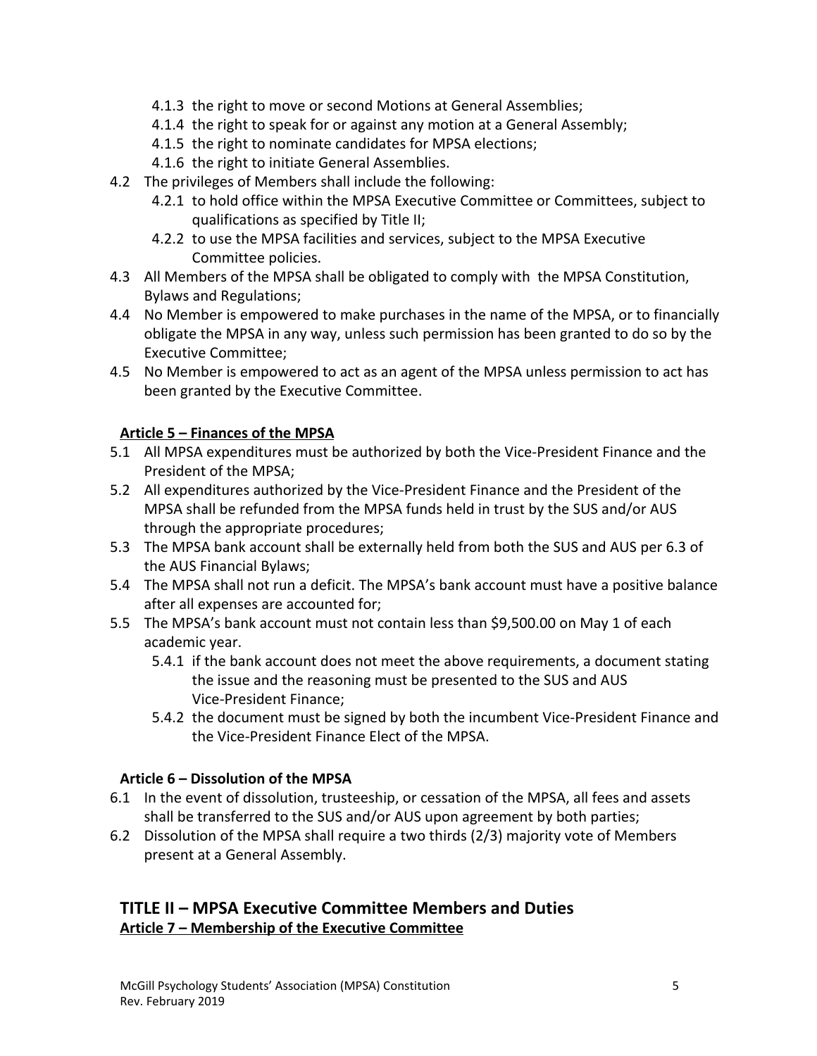- 4.1.3 the right to move or second Motions at General Assemblies;
- 4.1.4 the right to speak for or against any motion at a General Assembly;
- 4.1.5 the right to nominate candidates for MPSA elections;
- 4.1.6 the right to initiate General Assemblies.

4.2 The privileges of Members shall include the following:

- 4.2.1 to hold office within the MPSA Executive Committee or Committees, subject to qualifications as specified by Title II;
- 4.2.2 to use the MPSA facilities and services, subject to the MPSA Executive Committee policies.

4.3 All Members of the MPSA shall be obligated to comply with the MPSA Constitution, Bylaws and Regulations;

4.4 No Member is empowered to make purchases in the name of the MPSA, or to financially obligate the MPSA in any way, unless such permission has been granted to do so by the Executive Committee;

4.5 No Member is empowered to act as an agent of the MPSA unless permission to act has been granted by the Executive Committee.

**Article 5 – Finances of the MPSA**

5.1 All MPSA expenditures must be authorized by both the Vice-President Finance and the President of the MPSA;

5.2 All expenditures authorized by the Vice-President Finance and the President of the MPSA shall be refunded from the MPSA funds held in trust by the SUS and/or AUS through the appropriate procedures;

5.3 The MPSA bank account shall be externally held from both the SUS and AUS per 6.3 of the AUS Financial Bylaws;

5.4 The MPSA shall not run a deficit. The MPSA's bank account must have a positive balance after all expenses are accounted for;

5.5 The MPSA's bank account must not contain less than $9,500.00 on May 1 of each academic year.

- 5.4.1 if the bank account does not meet the above requirements, a document stating the issue and the reasoning must be presented to the SUS and AUS Vice-President Finance;
- 5.4.2 the document must be signed by both the incumbent Vice-President Finance and the Vice-President Finance Elect of the MPSA.

**Article 6 – Dissolution of the MPSA**

6.1 In the event of dissolution, trusteeship, or cessation of the MPSA, all fees and assets shall be transferred to the SUS and/or AUS upon agreement by both parties;

6.2 Dissolution of the MPSA shall require a two thirds (2/3) majority vote of Members present at a General Assembly.

## TITLE II – MPSA Executive Committee Members and Duties

**Article 7 – Membership of the Executive Committee**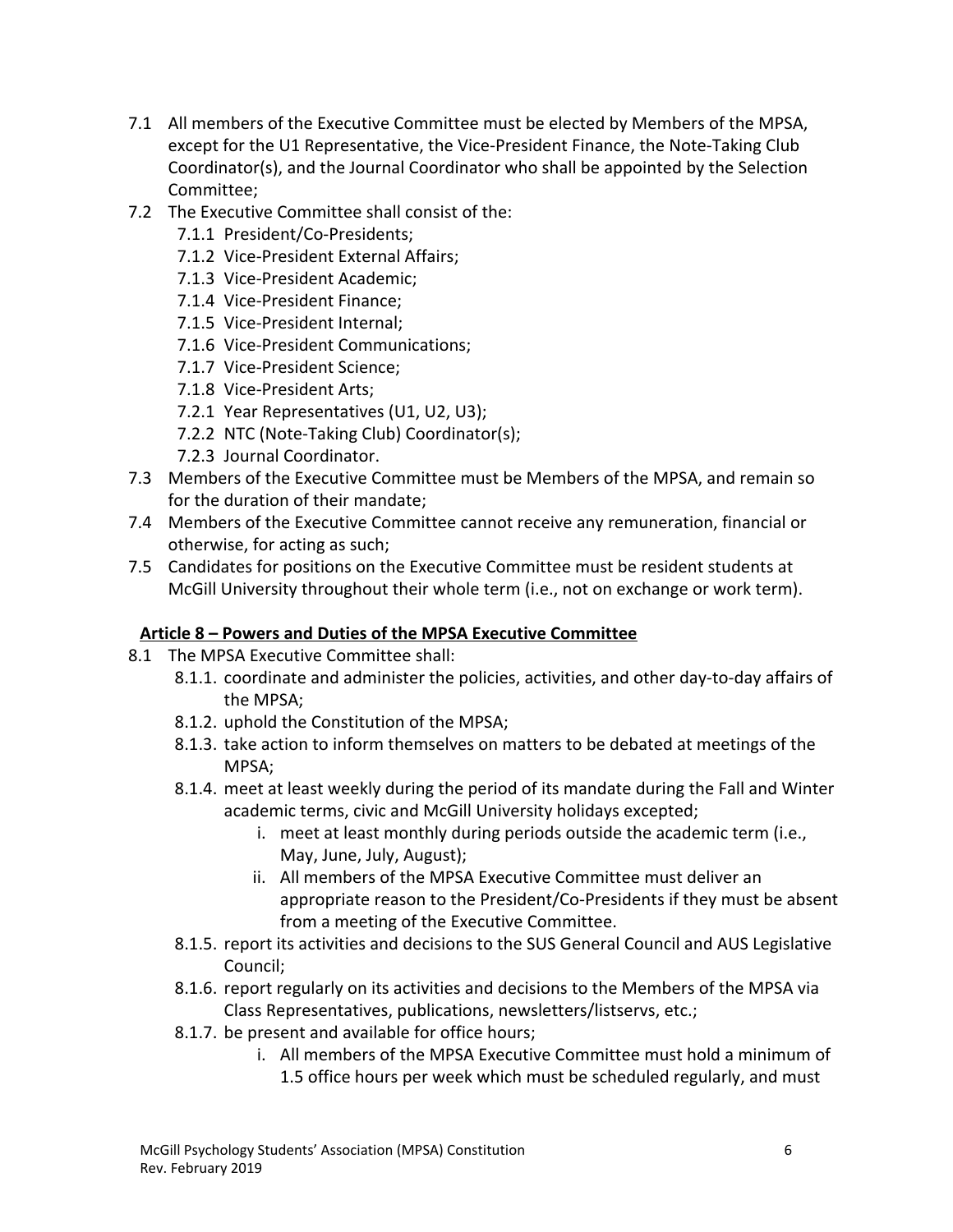7.1 All members of the Executive Committee must be elected by Members of the MPSA, except for the U1 Representative, the Vice-President Finance, the Note-Taking Club Coordinator(s), and the Journal Coordinator who shall be appointed by the Selection Committee;

7.2 The Executive Committee shall consist of the:
   - 7.1.1 President/Co-Presidents;
   - 7.1.2 Vice-President External Affairs;
   - 7.1.3 Vice-President Academic;
   - 7.1.4 Vice-President Finance;
   - 7.1.5 Vice-President Internal;
   - 7.1.6 Vice-President Communications;
   - 7.1.7 Vice-President Science;
   - 7.1.8 Vice-President Arts;
   - 7.2.1 Year Representatives (U1, U2, U3);
   - 7.2.2 NTC (Note-Taking Club) Coordinator(s);
   - 7.2.3 Journal Coordinator.

7.3 Members of the Executive Committee must be Members of the MPSA, and remain so for the duration of their mandate;

7.4 Members of the Executive Committee cannot receive any remuneration, financial or otherwise, for acting as such;

7.5 Candidates for positions on the Executive Committee must be resident students at McGill University throughout their whole term (i.e., not on exchange or work term).

## **Article 8 – Powers and Duties of the MPSA Executive Committee**

8.1 The MPSA Executive Committee shall:
   - 8.1.1. coordinate and administer the policies, activities, and other day-to-day affairs of the MPSA;
   - 8.1.2. uphold the Constitution of the MPSA;
   - 8.1.3. take action to inform themselves on matters to be debated at meetings of the MPSA;
   - 8.1.4. meet at least weekly during the period of its mandate during the Fall and Winter academic terms, civic and McGill University holidays excepted;
     - i. meet at least monthly during periods outside the academic term (i.e., May, June, July, August);
     - ii. All members of the MPSA Executive Committee must deliver an appropriate reason to the President/Co-Presidents if they must be absent from a meeting of the Executive Committee.
   - 8.1.5. report its activities and decisions to the SUS General Council and AUS Legislative Council;
   - 8.1.6. report regularly on its activities and decisions to the Members of the MPSA via Class Representatives, publications, newsletters/listservs, etc.;
   - 8.1.7. be present and available for office hours;
     - i. All members of the MPSA Executive Committee must hold a minimum of 1.5 office hours per week which must be scheduled regularly, and must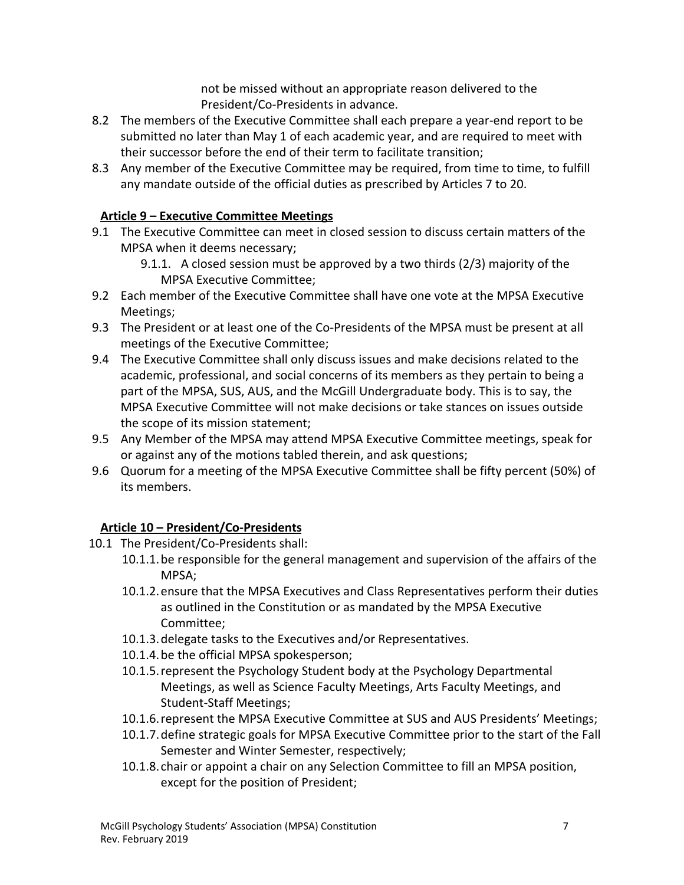not be missed without an appropriate reason delivered to the President/Co-Presidents in advance.

8.2 The members of the Executive Committee shall each prepare a year-end report to be submitted no later than May 1 of each academic year, and are required to meet with their successor before the end of their term to facilitate transition;

8.3 Any member of the Executive Committee may be required, from time to time, to fulfill any mandate outside of the official duties as prescribed by Articles 7 to 20.

**Article 9 – Executive Committee Meetings**

9.1 The Executive Committee can meet in closed session to discuss certain matters of the MPSA when it deems necessary;

- 9.1.1. A closed session must be approved by a two thirds (2/3) majority of the MPSA Executive Committee;

9.2 Each member of the Executive Committee shall have one vote at the MPSA Executive Meetings;

9.3 The President or at least one of the Co-Presidents of the MPSA must be present at all meetings of the Executive Committee;

9.4 The Executive Committee shall only discuss issues and make decisions related to the academic, professional, and social concerns of its members as they pertain to being a part of the MPSA, SUS, AUS, and the McGill Undergraduate body. This is to say, the MPSA Executive Committee will not make decisions or take stances on issues outside the scope of its mission statement;

9.5 Any Member of the MPSA may attend MPSA Executive Committee meetings, speak for or against any of the motions tabled therein, and ask questions;

9.6 Quorum for a meeting of the MPSA Executive Committee shall be fifty percent (50%) of its members.

**Article 10 – President/Co-Presidents**

10.1 The President/Co-Presidents shall:

- 10.1.1. be responsible for the general management and supervision of the affairs of the MPSA;
- 10.1.2. ensure that the MPSA Executives and Class Representatives perform their duties as outlined in the Constitution or as mandated by the MPSA Executive Committee;
- 10.1.3. delegate tasks to the Executives and/or Representatives.
- 10.1.4. be the official MPSA spokesperson;
- 10.1.5. represent the Psychology Student body at the Psychology Departmental Meetings, as well as Science Faculty Meetings, Arts Faculty Meetings, and Student-Staff Meetings;
- 10.1.6. represent the MPSA Executive Committee at SUS and AUS Presidents' Meetings;
- 10.1.7. define strategic goals for MPSA Executive Committee prior to the start of the Fall Semester and Winter Semester, respectively;
- 10.1.8. chair or appoint a chair on any Selection Committee to fill an MPSA position, except for the position of President;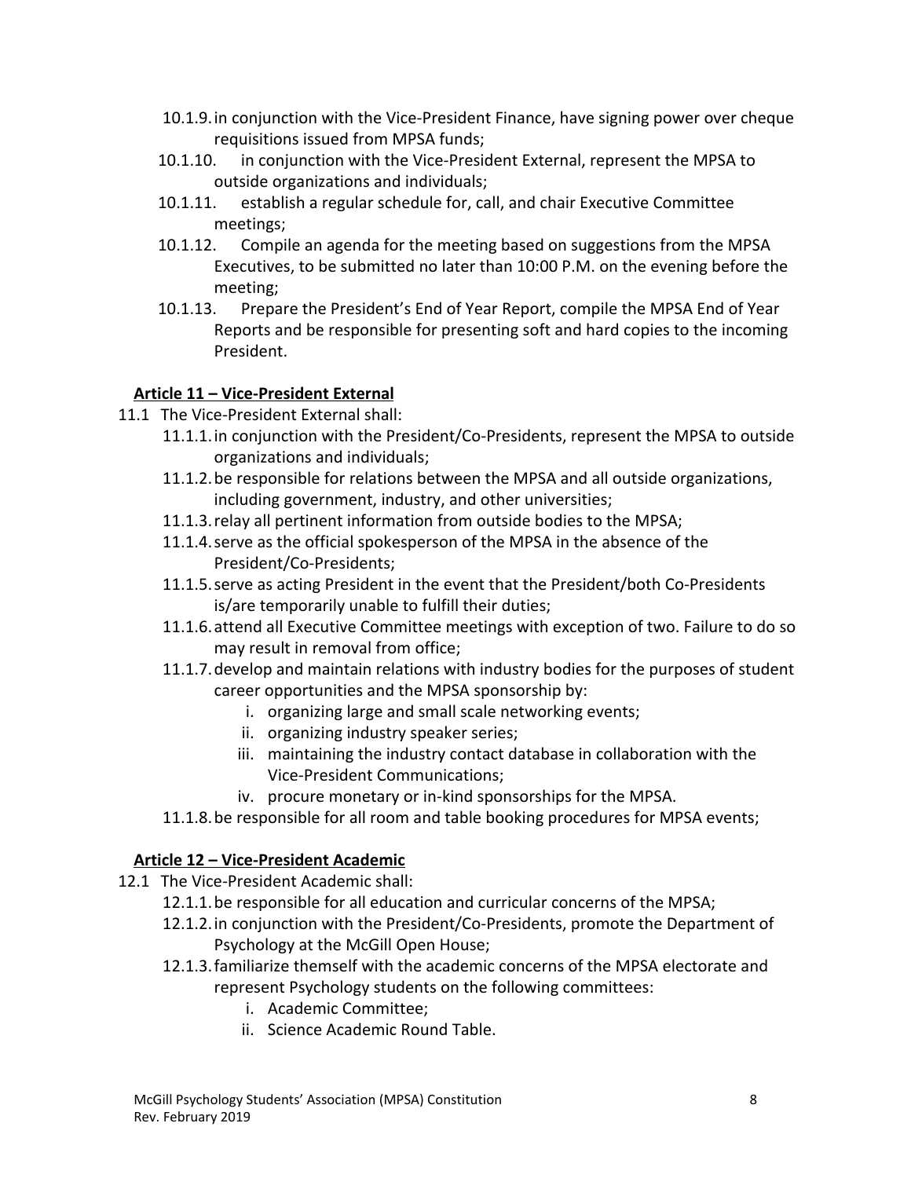- 10.1.9. in conjunction with the Vice-President Finance, have signing power over cheque requisitions issued from MPSA funds;
- 10.1.10. in conjunction with the Vice-President External, represent the MPSA to outside organizations and individuals;
- 10.1.11. establish a regular schedule for, call, and chair Executive Committee meetings;
- 10.1.12. Compile an agenda for the meeting based on suggestions from the MPSA Executives, to be submitted no later than 10:00 P.M. on the evening before the meeting;
- 10.1.13. Prepare the President's End of Year Report, compile the MPSA End of Year Reports and be responsible for presenting soft and hard copies to the incoming President.

## **Article 11 – Vice-President External**

11.1 The Vice-President External shall:

- 11.1.1. in conjunction with the President/Co-Presidents, represent the MPSA to outside organizations and individuals;
- 11.1.2. be responsible for relations between the MPSA and all outside organizations, including government, industry, and other universities;
- 11.1.3. relay all pertinent information from outside bodies to the MPSA;
- 11.1.4. serve as the official spokesperson of the MPSA in the absence of the President/Co-Presidents;
- 11.1.5. serve as acting President in the event that the President/both Co-Presidents is/are temporarily unable to fulfill their duties;
- 11.1.6. attend all Executive Committee meetings with exception of two. Failure to do so may result in removal from office;
- 11.1.7. develop and maintain relations with industry bodies for the purposes of student career opportunities and the MPSA sponsorship by:
  - i. organizing large and small scale networking events;
  - ii. organizing industry speaker series;
  - iii. maintaining the industry contact database in collaboration with the Vice-President Communications;
  - iv. procure monetary or in-kind sponsorships for the MPSA.
- 11.1.8. be responsible for all room and table booking procedures for MPSA events;

## **Article 12 – Vice-President Academic**

12.1 The Vice-President Academic shall:

- 12.1.1. be responsible for all education and curricular concerns of the MPSA;
- 12.1.2. in conjunction with the President/Co-Presidents, promote the Department of Psychology at the McGill Open House;
- 12.1.3. familiarize themself with the academic concerns of the MPSA electorate and represent Psychology students on the following committees:
  - i. Academic Committee;
  - ii. Science Academic Round Table.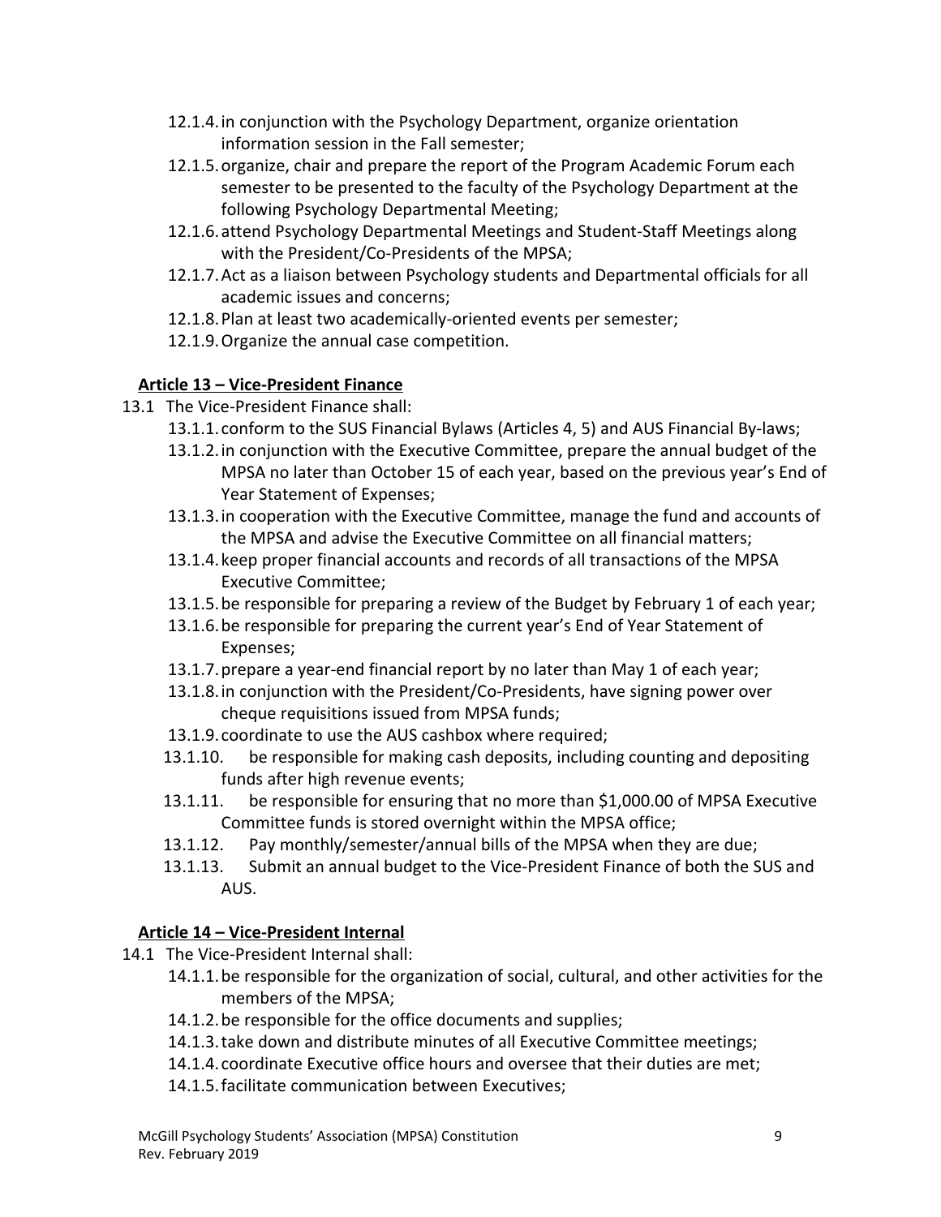12.1.4. in conjunction with the Psychology Department, organize orientation information session in the Fall semester;

12.1.5. organize, chair and prepare the report of the Program Academic Forum each semester to be presented to the faculty of the Psychology Department at the following Psychology Departmental Meeting;

12.1.6. attend Psychology Departmental Meetings and Student-Staff Meetings along with the President/Co-Presidents of the MPSA;

12.1.7. Act as a liaison between Psychology students and Departmental officials for all academic issues and concerns;

12.1.8. Plan at least two academically-oriented events per semester;

12.1.9. Organize the annual case competition.

**Article 13 – Vice-President Finance**

13.1 The Vice-President Finance shall:

13.1.1. conform to the SUS Financial Bylaws (Articles 4, 5) and AUS Financial By-laws;

13.1.2. in conjunction with the Executive Committee, prepare the annual budget of the MPSA no later than October 15 of each year, based on the previous year's End of Year Statement of Expenses;

13.1.3. in cooperation with the Executive Committee, manage the fund and accounts of the MPSA and advise the Executive Committee on all financial matters;

13.1.4. keep proper financial accounts and records of all transactions of the MPSA Executive Committee;

13.1.5. be responsible for preparing a review of the Budget by February 1 of each year;

13.1.6. be responsible for preparing the current year's End of Year Statement of Expenses;

13.1.7. prepare a year-end financial report by no later than May 1 of each year;

13.1.8. in conjunction with the President/Co-Presidents, have signing power over cheque requisitions issued from MPSA funds;

13.1.9. coordinate to use the AUS cashbox where required;

13.1.10. be responsible for making cash deposits, including counting and depositing funds after high revenue events;

13.1.11. be responsible for ensuring that no more than $1,000.00 of MPSA Executive Committee funds is stored overnight within the MPSA office;

13.1.12. Pay monthly/semester/annual bills of the MPSA when they are due;

13.1.13. Submit an annual budget to the Vice-President Finance of both the SUS and AUS.

**Article 14 – Vice-President Internal**

14.1 The Vice-President Internal shall:

14.1.1. be responsible for the organization of social, cultural, and other activities for the members of the MPSA;

14.1.2. be responsible for the office documents and supplies;

14.1.3. take down and distribute minutes of all Executive Committee meetings;

14.1.4. coordinate Executive office hours and oversee that their duties are met;

14.1.5. facilitate communication between Executives;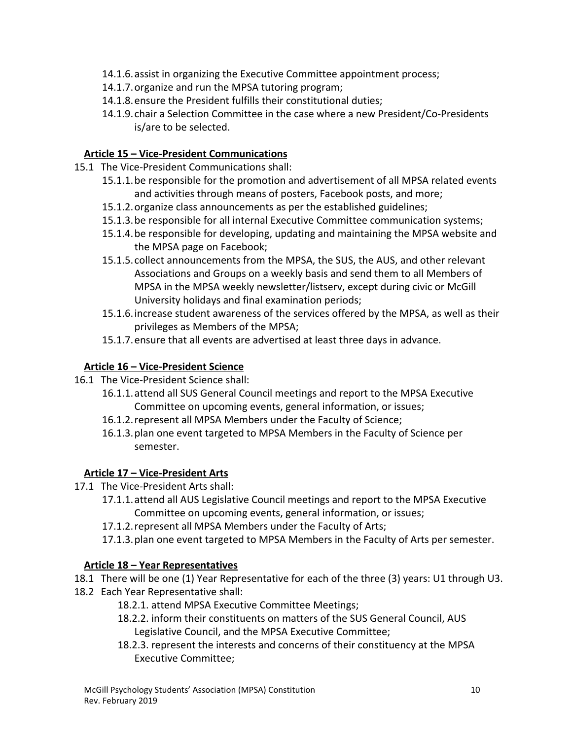- 14.1.6. assist in organizing the Executive Committee appointment process;
- 14.1.7. organize and run the MPSA tutoring program;
- 14.1.8. ensure the President fulfills their constitutional duties;
- 14.1.9. chair a Selection Committee in the case where a new President/Co-Presidents is/are to be selected.

### **Article 15 – Vice-President Communications**

15.1 The Vice-President Communications shall:

- 15.1.1. be responsible for the promotion and advertisement of all MPSA related events and activities through means of posters, Facebook posts, and more;
- 15.1.2. organize class announcements as per the established guidelines;
- 15.1.3. be responsible for all internal Executive Committee communication systems;
- 15.1.4. be responsible for developing, updating and maintaining the MPSA website and the MPSA page on Facebook;
- 15.1.5. collect announcements from the MPSA, the SUS, the AUS, and other relevant Associations and Groups on a weekly basis and send them to all Members of MPSA in the MPSA weekly newsletter/listserv, except during civic or McGill University holidays and final examination periods;
- 15.1.6. increase student awareness of the services offered by the MPSA, as well as their privileges as Members of the MPSA;
- 15.1.7. ensure that all events are advertised at least three days in advance.

### **Article 16 – Vice-President Science**

16.1 The Vice-President Science shall:

- 16.1.1. attend all SUS General Council meetings and report to the MPSA Executive Committee on upcoming events, general information, or issues;
- 16.1.2. represent all MPSA Members under the Faculty of Science;
- 16.1.3. plan one event targeted to MPSA Members in the Faculty of Science per semester.

### **Article 17 – Vice-President Arts**

17.1 The Vice-President Arts shall:

- 17.1.1. attend all AUS Legislative Council meetings and report to the MPSA Executive Committee on upcoming events, general information, or issues;
- 17.1.2. represent all MPSA Members under the Faculty of Arts;
- 17.1.3. plan one event targeted to MPSA Members in the Faculty of Arts per semester.

### **Article 18 – Year Representatives**

18.1 There will be one (1) Year Representative for each of the three (3) years: U1 through U3.

18.2 Each Year Representative shall:

- 18.2.1. attend MPSA Executive Committee Meetings;
- 18.2.2. inform their constituents on matters of the SUS General Council, AUS Legislative Council, and the MPSA Executive Committee;
- 18.2.3. represent the interests and concerns of their constituency at the MPSA Executive Committee;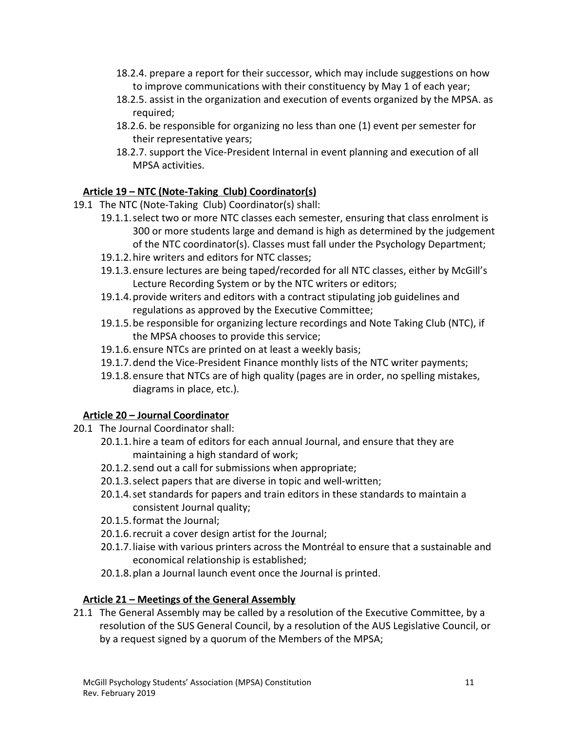18.2.4. prepare a report for their successor, which may include suggestions on how to improve communications with their constituency by May 1 of each year;

18.2.5. assist in the organization and execution of events organized by the MPSA. as required;

18.2.6. be responsible for organizing no less than one (1) event per semester for their representative years;

18.2.7. support the Vice-President Internal in event planning and execution of all MPSA activities.

**Article 19 – NTC (Note-Taking  Club) Coordinator(s)**

19.1 The NTC (Note-Taking  Club) Coordinator(s) shall:

19.1.1. select two or more NTC classes each semester, ensuring that class enrolment is 300 or more students large and demand is high as determined by the judgement of the NTC coordinator(s). Classes must fall under the Psychology Department;

19.1.2. hire writers and editors for NTC classes;

19.1.3. ensure lectures are being taped/recorded for all NTC classes, either by McGill's Lecture Recording System or by the NTC writers or editors;

19.1.4. provide writers and editors with a contract stipulating job guidelines and regulations as approved by the Executive Committee;

19.1.5. be responsible for organizing lecture recordings and Note Taking Club (NTC), if the MPSA chooses to provide this service;

19.1.6. ensure NTCs are printed on at least a weekly basis;

19.1.7. dend the Vice-President Finance monthly lists of the NTC writer payments;

19.1.8. ensure that NTCs are of high quality (pages are in order, no spelling mistakes, diagrams in place, etc.).

**Article 20 – Journal Coordinator**

20.1 The Journal Coordinator shall:

20.1.1. hire a team of editors for each annual Journal, and ensure that they are maintaining a high standard of work;

20.1.2. send out a call for submissions when appropriate;

20.1.3. select papers that are diverse in topic and well-written;

20.1.4. set standards for papers and train editors in these standards to maintain a consistent Journal quality;

20.1.5. format the Journal;

20.1.6. recruit a cover design artist for the Journal;

20.1.7. liaise with various printers across the Montréal to ensure that a sustainable and economical relationship is established;

20.1.8. plan a Journal launch event once the Journal is printed.

**Article 21 – Meetings of the General Assembly**

21.1 The General Assembly may be called by a resolution of the Executive Committee, by a resolution of the SUS General Council, by a resolution of the AUS Legislative Council, or by a request signed by a quorum of the Members of the MPSA;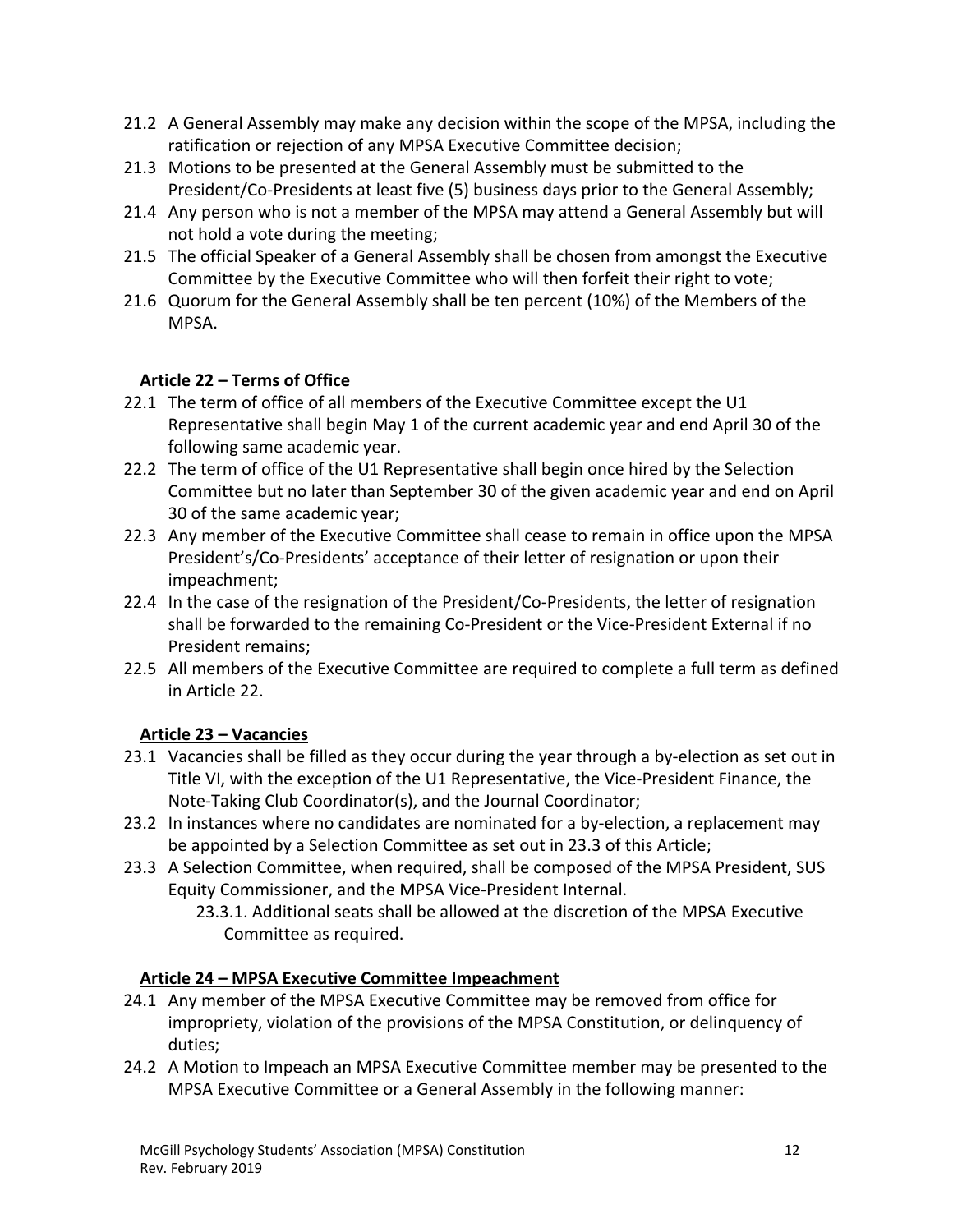21.2 A General Assembly may make any decision within the scope of the MPSA, including the ratification or rejection of any MPSA Executive Committee decision;

21.3 Motions to be presented at the General Assembly must be submitted to the President/Co-Presidents at least five (5) business days prior to the General Assembly;

21.4 Any person who is not a member of the MPSA may attend a General Assembly but will not hold a vote during the meeting;

21.5 The official Speaker of a General Assembly shall be chosen from amongst the Executive Committee by the Executive Committee who will then forfeit their right to vote;

21.6 Quorum for the General Assembly shall be ten percent (10%) of the Members of the MPSA.

## Article 22 – Terms of Office

22.1 The term of office of all members of the Executive Committee except the U1 Representative shall begin May 1 of the current academic year and end April 30 of the following same academic year.

22.2 The term of office of the U1 Representative shall begin once hired by the Selection Committee but no later than September 30 of the given academic year and end on April 30 of the same academic year;

22.3 Any member of the Executive Committee shall cease to remain in office upon the MPSA President's/Co-Presidents' acceptance of their letter of resignation or upon their impeachment;

22.4 In the case of the resignation of the President/Co-Presidents, the letter of resignation shall be forwarded to the remaining Co-President or the Vice-President External if no President remains;

22.5 All members of the Executive Committee are required to complete a full term as defined in Article 22.

## Article 23 – Vacancies

23.1 Vacancies shall be filled as they occur during the year through a by-election as set out in Title VI, with the exception of the U1 Representative, the Vice-President Finance, the Note-Taking Club Coordinator(s), and the Journal Coordinator;

23.2 In instances where no candidates are nominated for a by-election, a replacement may be appointed by a Selection Committee as set out in 23.3 of this Article;

23.3 A Selection Committee, when required, shall be composed of the MPSA President, SUS Equity Commissioner, and the MPSA Vice-President Internal.

23.3.1. Additional seats shall be allowed at the discretion of the MPSA Executive Committee as required.

## Article 24 – MPSA Executive Committee Impeachment

24.1 Any member of the MPSA Executive Committee may be removed from office for impropriety, violation of the provisions of the MPSA Constitution, or delinquency of duties;

24.2 A Motion to Impeach an MPSA Executive Committee member may be presented to the MPSA Executive Committee or a General Assembly in the following manner: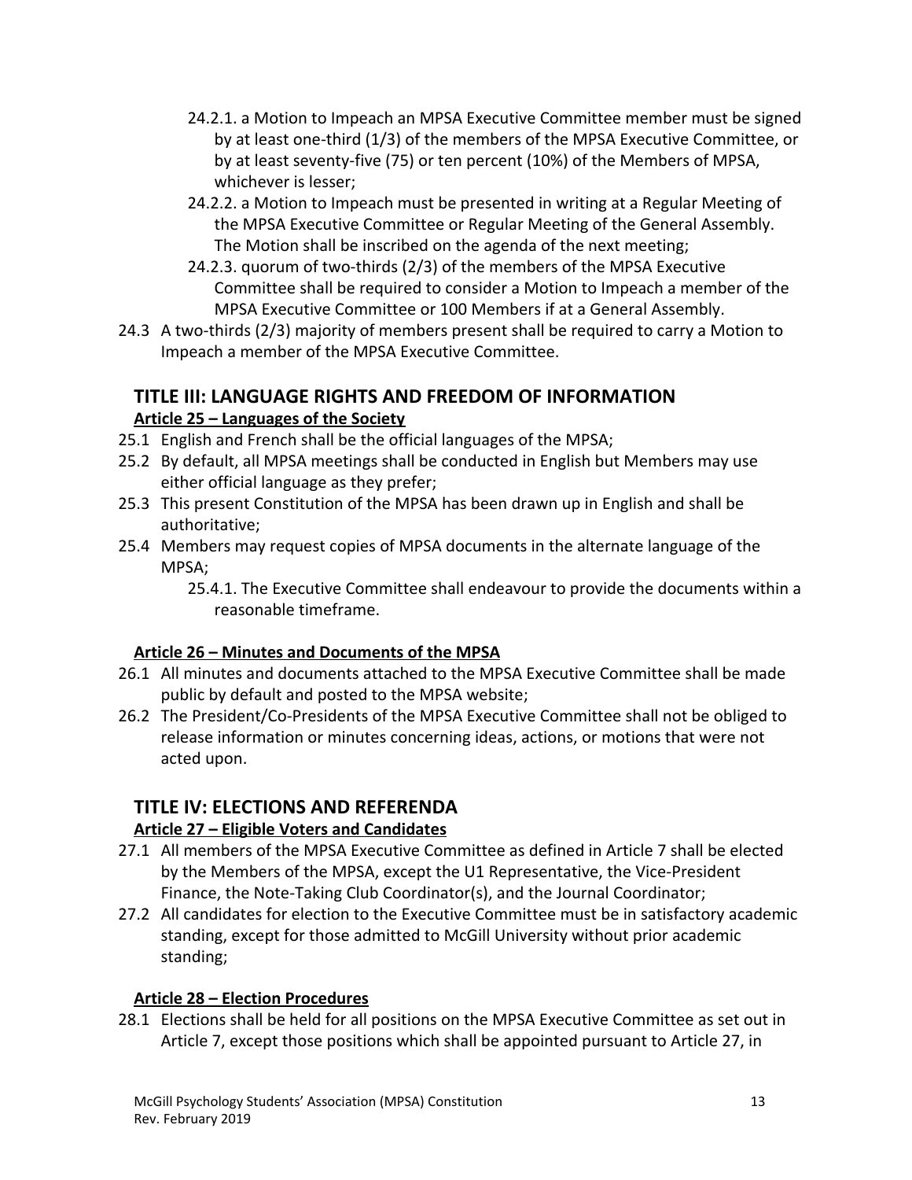24.2.1. a Motion to Impeach an MPSA Executive Committee member must be signed by at least one-third (1/3) of the members of the MPSA Executive Committee, or by at least seventy-five (75) or ten percent (10%) of the Members of MPSA, whichever is lesser;

24.2.2. a Motion to Impeach must be presented in writing at a Regular Meeting of the MPSA Executive Committee or Regular Meeting of the General Assembly. The Motion shall be inscribed on the agenda of the next meeting;

24.2.3. quorum of two-thirds (2/3) of the members of the MPSA Executive Committee shall be required to consider a Motion to Impeach a member of the MPSA Executive Committee or 100 Members if at a General Assembly.

24.3 A two-thirds (2/3) majority of members present shall be required to carry a Motion to Impeach a member of the MPSA Executive Committee.

## TITLE III: LANGUAGE RIGHTS AND FREEDOM OF INFORMATION

### Article 25 – Languages of the Society

25.1 English and French shall be the official languages of the MPSA;

25.2 By default, all MPSA meetings shall be conducted in English but Members may use either official language as they prefer;

25.3 This present Constitution of the MPSA has been drawn up in English and shall be authoritative;

25.4 Members may request copies of MPSA documents in the alternate language of the MPSA;

25.4.1. The Executive Committee shall endeavour to provide the documents within a reasonable timeframe.

### Article 26 – Minutes and Documents of the MPSA

26.1 All minutes and documents attached to the MPSA Executive Committee shall be made public by default and posted to the MPSA website;

26.2 The President/Co-Presidents of the MPSA Executive Committee shall not be obliged to release information or minutes concerning ideas, actions, or motions that were not acted upon.

## TITLE IV: ELECTIONS AND REFERENDA

### Article 27 – Eligible Voters and Candidates

27.1 All members of the MPSA Executive Committee as defined in Article 7 shall be elected by the Members of the MPSA, except the U1 Representative, the Vice-President Finance, the Note-Taking Club Coordinator(s), and the Journal Coordinator;

27.2 All candidates for election to the Executive Committee must be in satisfactory academic standing, except for those admitted to McGill University without prior academic standing;

### Article 28 – Election Procedures

28.1 Elections shall be held for all positions on the MPSA Executive Committee as set out in Article 7, except those positions which shall be appointed pursuant to Article 27, in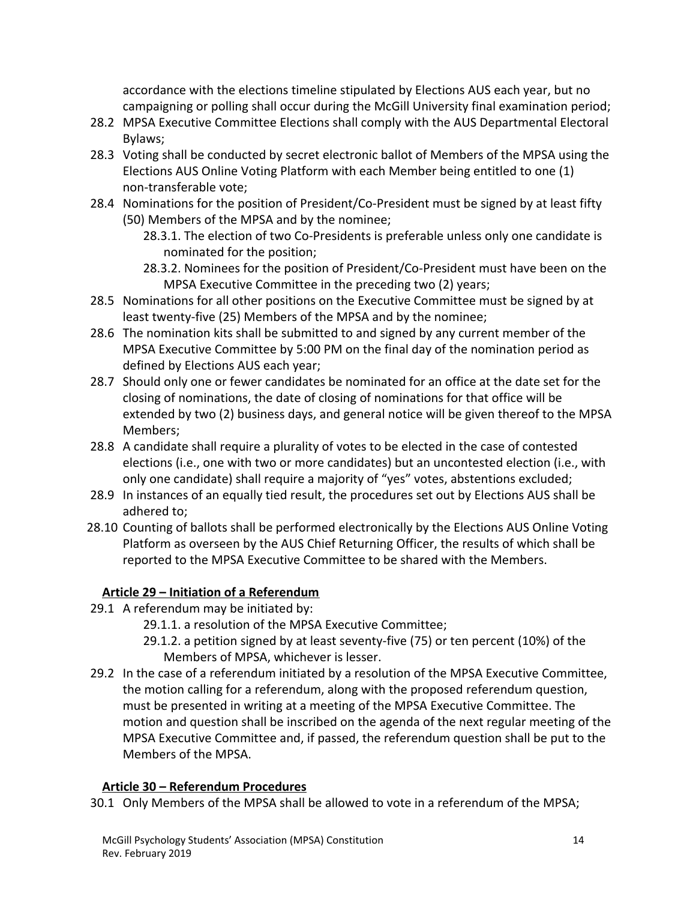accordance with the elections timeline stipulated by Elections AUS each year, but no campaigning or polling shall occur during the McGill University final examination period;

28.2 MPSA Executive Committee Elections shall comply with the AUS Departmental Electoral Bylaws;

28.3 Voting shall be conducted by secret electronic ballot of Members of the MPSA using the Elections AUS Online Voting Platform with each Member being entitled to one (1) non-transferable vote;

28.4 Nominations for the position of President/Co-President must be signed by at least fifty (50) Members of the MPSA and by the nominee;

- 28.3.1. The election of two Co-Presidents is preferable unless only one candidate is nominated for the position;
- 28.3.2. Nominees for the position of President/Co-President must have been on the MPSA Executive Committee in the preceding two (2) years;

28.5 Nominations for all other positions on the Executive Committee must be signed by at least twenty-five (25) Members of the MPSA and by the nominee;

28.6 The nomination kits shall be submitted to and signed by any current member of the MPSA Executive Committee by 5:00 PM on the final day of the nomination period as defined by Elections AUS each year;

28.7 Should only one or fewer candidates be nominated for an office at the date set for the closing of nominations, the date of closing of nominations for that office will be extended by two (2) business days, and general notice will be given thereof to the MPSA Members;

28.8 A candidate shall require a plurality of votes to be elected in the case of contested elections (i.e., one with two or more candidates) but an uncontested election (i.e., with only one candidate) shall require a majority of "yes" votes, abstentions excluded;

28.9 In instances of an equally tied result, the procedures set out by Elections AUS shall be adhered to;

28.10 Counting of ballots shall be performed electronically by the Elections AUS Online Voting Platform as overseen by the AUS Chief Returning Officer, the results of which shall be reported to the MPSA Executive Committee to be shared with the Members.

### Article 29 – Initiation of a Referendum

29.1 A referendum may be initiated by:

- 29.1.1. a resolution of the MPSA Executive Committee;
- 29.1.2. a petition signed by at least seventy-five (75) or ten percent (10%) of the Members of MPSA, whichever is lesser.

29.2 In the case of a referendum initiated by a resolution of the MPSA Executive Committee, the motion calling for a referendum, along with the proposed referendum question, must be presented in writing at a meeting of the MPSA Executive Committee. The motion and question shall be inscribed on the agenda of the next regular meeting of the MPSA Executive Committee and, if passed, the referendum question shall be put to the Members of the MPSA.

### Article 30 – Referendum Procedures

30.1 Only Members of the MPSA shall be allowed to vote in a referendum of the MPSA;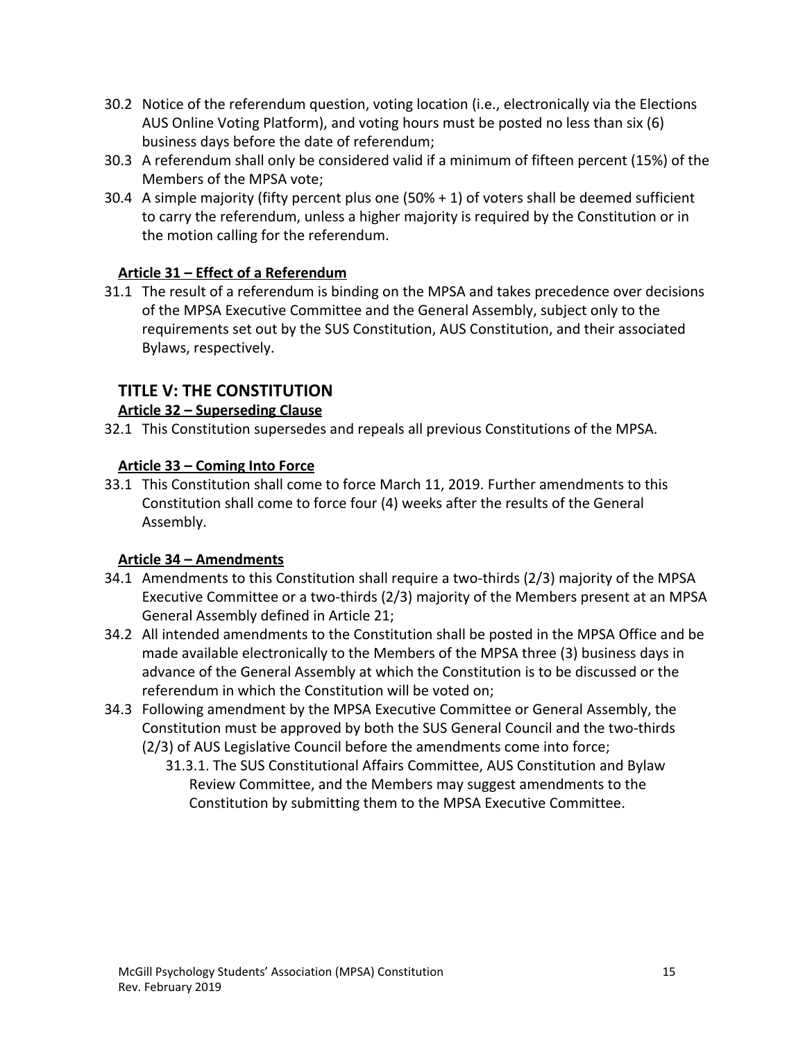30.2 Notice of the referendum question, voting location (i.e., electronically via the Elections AUS Online Voting Platform), and voting hours must be posted no less than six (6) business days before the date of referendum;

30.3 A referendum shall only be considered valid if a minimum of fifteen percent (15%) of the Members of the MPSA vote;

30.4 A simple majority (fifty percent plus one (50% + 1) of voters shall be deemed sufficient to carry the referendum, unless a higher majority is required by the Constitution or in the motion calling for the referendum.

### Article 31 – Effect of a Referendum

31.1 The result of a referendum is binding on the MPSA and takes precedence over decisions of the MPSA Executive Committee and the General Assembly, subject only to the requirements set out by the SUS Constitution, AUS Constitution, and their associated Bylaws, respectively.

## TITLE V: THE CONSTITUTION

### Article 32 – Superseding Clause

32.1 This Constitution supersedes and repeals all previous Constitutions of the MPSA.

### Article 33 – Coming Into Force

33.1 This Constitution shall come to force March 11, 2019. Further amendments to this Constitution shall come to force four (4) weeks after the results of the General Assembly.

### Article 34 – Amendments

34.1 Amendments to this Constitution shall require a two-thirds (2/3) majority of the MPSA Executive Committee or a two-thirds (2/3) majority of the Members present at an MPSA General Assembly defined in Article 21;

34.2 All intended amendments to the Constitution shall be posted in the MPSA Office and be made available electronically to the Members of the MPSA three (3) business days in advance of the General Assembly at which the Constitution is to be discussed or the referendum in which the Constitution will be voted on;

34.3 Following amendment by the MPSA Executive Committee or General Assembly, the Constitution must be approved by both the SUS General Council and the two-thirds (2/3) of AUS Legislative Council before the amendments come into force;

  31.3.1. The SUS Constitutional Affairs Committee, AUS Constitution and Bylaw Review Committee, and the Members may suggest amendments to the Constitution by submitting them to the MPSA Executive Committee.